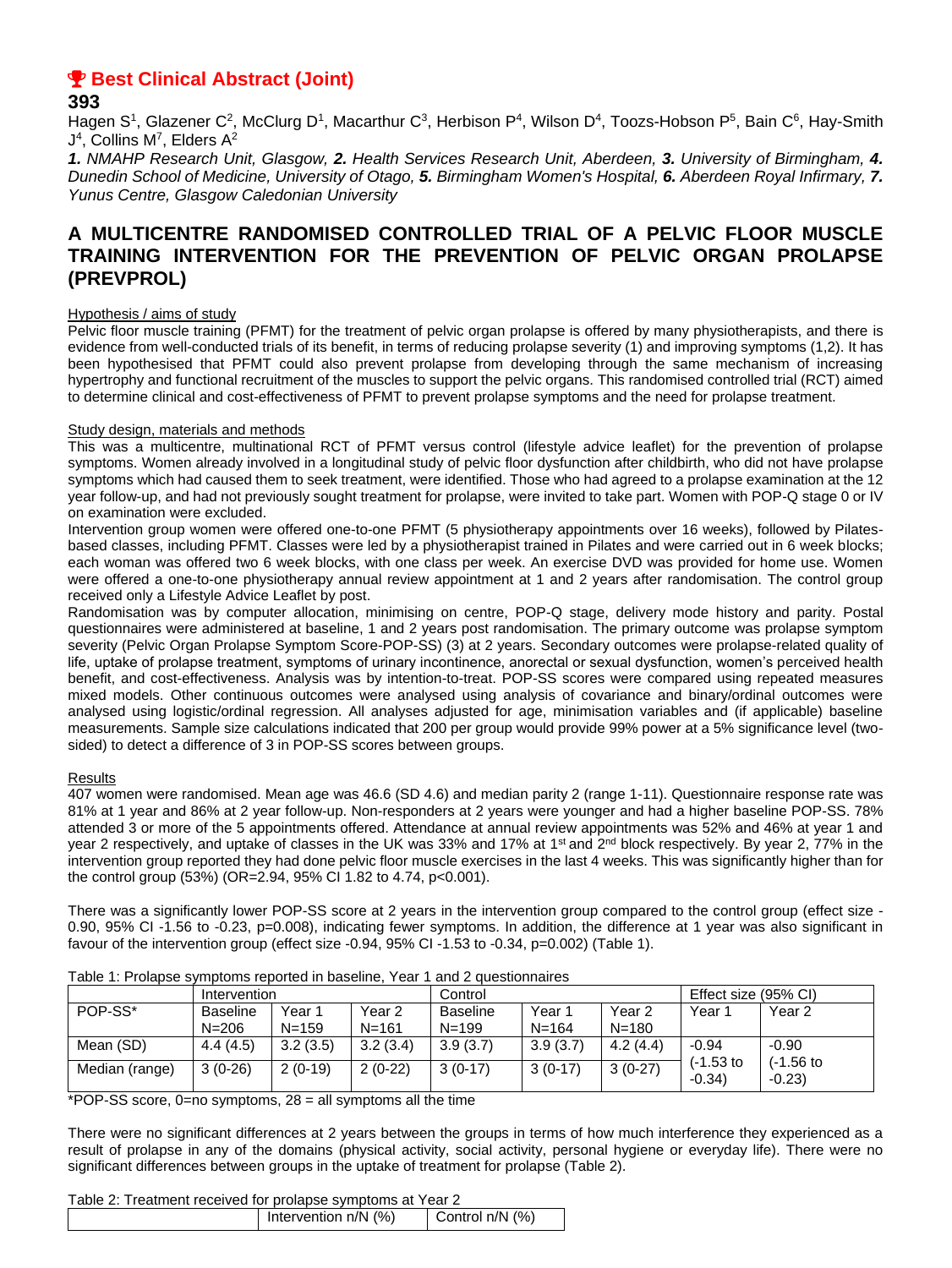# 🏆 Best Clinical Abstract (Joint)

**393**

Hagen S[1], Glazener C[2], McClurg D[1], Macarthur C[3], Herbison P[4], Wilson D[4], Toozs-Hobson P[5], Bain C[6], Hay-Smith J[4], Collins M[7], Elders A[2]

***1.** NMAHP Research Unit, Glasgow, **2.** Health Services Research Unit, Aberdeen, **3.** University of Birmingham, **4.** Dunedin School of Medicine, University of Otago, **5.** Birmingham Women's Hospital, **6.** Aberdeen Royal Infirmary, **7.** Yunus Centre, Glasgow Caledonian University*

## A MULTICENTRE RANDOMISED CONTROLLED TRIAL OF A PELVIC FLOOR MUSCLE TRAINING INTERVENTION FOR THE PREVENTION OF PELVIC ORGAN PROLAPSE (PREVPROL)

### Hypothesis / aims of study

Pelvic floor muscle training (PFMT) for the treatment of pelvic organ prolapse is offered by many physiotherapists, and there is evidence from well-conducted trials of its benefit, in terms of reducing prolapse severity (1) and improving symptoms (1,2). It has been hypothesised that PFMT could also prevent prolapse from developing through the same mechanism of increasing hypertrophy and functional recruitment of the muscles to support the pelvic organs. This randomised controlled trial (RCT) aimed to determine clinical and cost-effectiveness of PFMT to prevent prolapse symptoms and the need for prolapse treatment.

### Study design, materials and methods

This was a multicentre, multinational RCT of PFMT versus control (lifestyle advice leaflet) for the prevention of prolapse symptoms. Women already involved in a longitudinal study of pelvic floor dysfunction after childbirth, who did not have prolapse symptoms which had caused them to seek treatment, were identified. Those who had agreed to a prolapse examination at the 12 year follow-up, and had not previously sought treatment for prolapse, were invited to take part. Women with POP-Q stage 0 or IV on examination were excluded.

Intervention group women were offered one-to-one PFMT (5 physiotherapy appointments over 16 weeks), followed by Pilates-based classes, including PFMT. Classes were led by a physiotherapist trained in Pilates and were carried out in 6 week blocks; each woman was offered two 6 week blocks, with one class per week. An exercise DVD was provided for home use. Women were offered a one-to-one physiotherapy annual review appointment at 1 and 2 years after randomisation. The control group received only a Lifestyle Advice Leaflet by post.

Randomisation was by computer allocation, minimising on centre, POP-Q stage, delivery mode history and parity. Postal questionnaires were administered at baseline, 1 and 2 years post randomisation. The primary outcome was prolapse symptom severity (Pelvic Organ Prolapse Symptom Score-POP-SS) (3) at 2 years. Secondary outcomes were prolapse-related quality of life, uptake of prolapse treatment, symptoms of urinary incontinence, anorectal or sexual dysfunction, women's perceived health benefit, and cost-effectiveness. Analysis was by intention-to-treat. POP-SS scores were compared using repeated measures mixed models. Other continuous outcomes were analysed using analysis of covariance and binary/ordinal outcomes were analysed using logistic/ordinal regression. All analyses adjusted for age, minimisation variables and (if applicable) baseline measurements. Sample size calculations indicated that 200 per group would provide 99% power at a 5% significance level (two-sided) to detect a difference of 3 in POP-SS scores between groups.

### Results

407 women were randomised. Mean age was 46.6 (SD 4.6) and median parity 2 (range 1-11). Questionnaire response rate was 81% at 1 year and 86% at 2 year follow-up. Non-responders at 2 years were younger and had a higher baseline POP-SS. 78% attended 3 or more of the 5 appointments offered. Attendance at annual review appointments was 52% and 46% at year 1 and year 2 respectively, and uptake of classes in the UK was 33% and 17% at 1st and 2nd block respectively. By year 2, 77% in the intervention group reported they had done pelvic floor muscle exercises in the last 4 weeks. This was significantly higher than for the control group (53%) (OR=2.94, 95% CI 1.82 to 4.74, $p<0.001$).

There was a significantly lower POP-SS score at 2 years in the intervention group compared to the control group (effect size -0.90, 95% CI -1.56 to -0.23, $p=0.008$), indicating fewer symptoms. In addition, the difference at 1 year was also significant in favour of the intervention group (effect size -0.94, 95% CI -1.53 to -0.34, $p=0.002$) (Table 1).

Table 1: Prolapse symptoms reported in baseline, Year 1 and 2 questionnaires

| | Intervention | | | Control | | | Effect size (95% CI) | |
|---|---|---|---|---|---|---|---|---|
| POP-SS* | Baseline N=206 | Year 1 N=159 | Year 2 N=161 | Baseline N=199 | Year 1 N=164 | Year 2 N=180 | Year 1 | Year 2 |
| Mean (SD) | 4.4 (4.5) | 3.2 (3.5) | 3.2 (3.4) | 3.9 (3.7) | 3.9 (3.7) | 4.2 (4.4) | -0.94 (-1.53 to -0.34) | -0.90 (-1.56 to -0.23) |
| Median (range) | 3 (0-26) | 2 (0-19) | 2 (0-22) | 3 (0-17) | 3 (0-17) | 3 (0-27) | | |

*POP-SS score, 0=no symptoms, 28 = all symptoms all the time

There were no significant differences at 2 years between the groups in terms of how much interference they experienced as a result of prolapse in any of the domains (physical activity, social activity, personal hygiene or everyday life). There were no significant differences between groups in the uptake of treatment for prolapse (Table 2).

Table 2: Treatment received for prolapse symptoms at Year 2

| | Intervention n/N (%) | Control n/N (%) |
|---|---|---|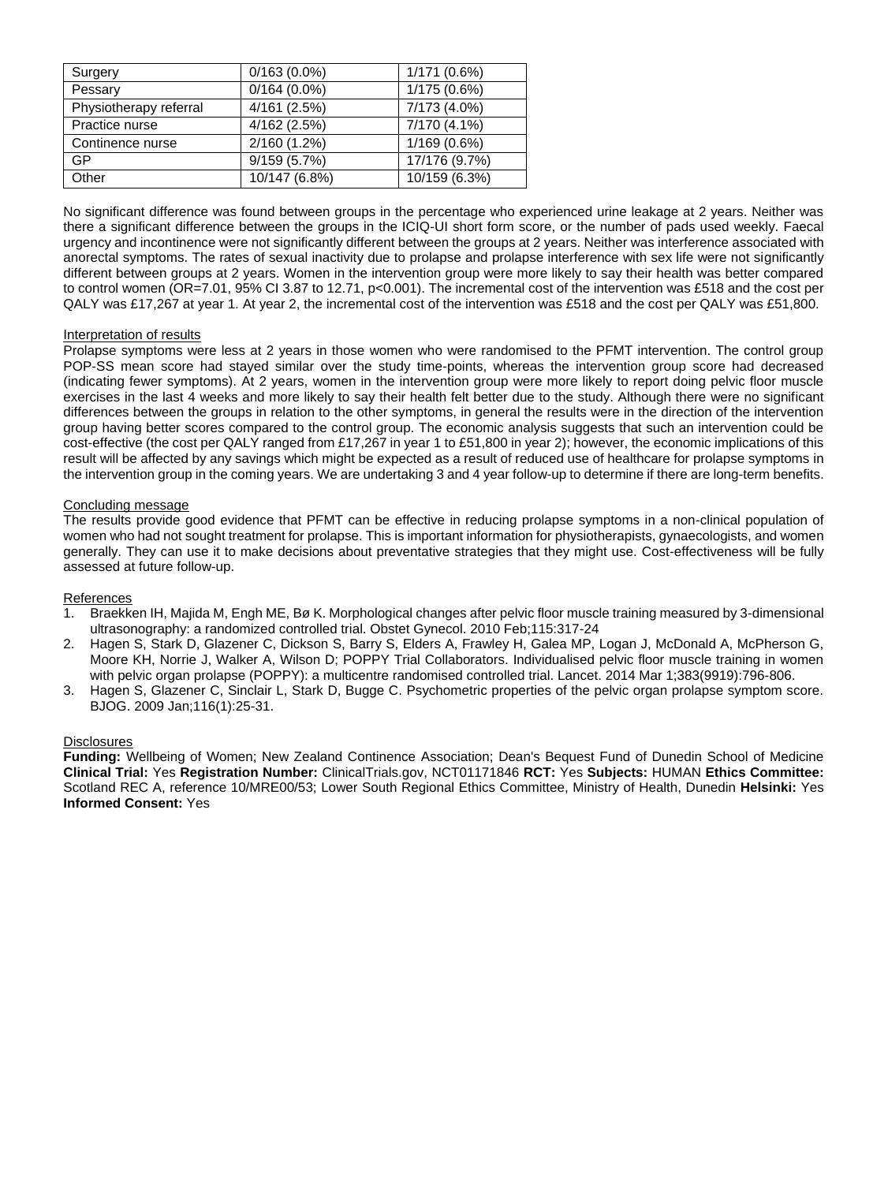| | | |
|---|---|---|
| Surgery | 0/163 (0.0%) | 1/171 (0.6%) |
| Pessary | 0/164 (0.0%) | 1/175 (0.6%) |
| Physiotherapy referral | 4/161 (2.5%) | 7/173 (4.0%) |
| Practice nurse | 4/162 (2.5%) | 7/170 (4.1%) |
| Continence nurse | 2/160 (1.2%) | 1/169 (0.6%) |
| GP | 9/159 (5.7%) | 17/176 (9.7%) |
| Other | 10/147 (6.8%) | 10/159 (6.3%) |

No significant difference was found between groups in the percentage who experienced urine leakage at 2 years. Neither was there a significant difference between the groups in the ICIQ-UI short form score, or the number of pads used weekly. Faecal urgency and incontinence were not significantly different between the groups at 2 years. Neither was interference associated with anorectal symptoms. The rates of sexual inactivity due to prolapse and prolapse interference with sex life were not significantly different between groups at 2 years. Women in the intervention group were more likely to say their health was better compared to control women (OR=7.01, 95% CI 3.87 to 12.71, $p<0.001$). The incremental cost of the intervention was £518 and the cost per QALY was £17,267 at year 1. At year 2, the incremental cost of the intervention was £518 and the cost per QALY was £51,800.

Interpretation of results

Prolapse symptoms were less at 2 years in those women who were randomised to the PFMT intervention. The control group POP-SS mean score had stayed similar over the study time-points, whereas the intervention group score had decreased (indicating fewer symptoms). At 2 years, women in the intervention group were more likely to report doing pelvic floor muscle exercises in the last 4 weeks and more likely to say their health felt better due to the study. Although there were no significant differences between the groups in relation to the other symptoms, in general the results were in the direction of the intervention group having better scores compared to the control group. The economic analysis suggests that such an intervention could be cost-effective (the cost per QALY ranged from £17,267 in year 1 to £51,800 in year 2); however, the economic implications of this result will be affected by any savings which might be expected as a result of reduced use of healthcare for prolapse symptoms in the intervention group in the coming years. We are undertaking 3 and 4 year follow-up to determine if there are long-term benefits.

Concluding message

The results provide good evidence that PFMT can be effective in reducing prolapse symptoms in a non-clinical population of women who had not sought treatment for prolapse. This is important information for physiotherapists, gynaecologists, and women generally. They can use it to make decisions about preventative strategies that they might use. Cost-effectiveness will be fully assessed at future follow-up.

References

1. Braekken IH, Majida M, Engh ME, Bø K. Morphological changes after pelvic floor muscle training measured by 3-dimensional ultrasonography: a randomized controlled trial. Obstet Gynecol. 2010 Feb;115:317-24
2. Hagen S, Stark D, Glazener C, Dickson S, Barry S, Elders A, Frawley H, Galea MP, Logan J, McDonald A, McPherson G, Moore KH, Norrie J, Walker A, Wilson D; POPPY Trial Collaborators. Individualised pelvic floor muscle training in women with pelvic organ prolapse (POPPY): a multicentre randomised controlled trial. Lancet. 2014 Mar 1;383(9919):796-806.
3. Hagen S, Glazener C, Sinclair L, Stark D, Bugge C. Psychometric properties of the pelvic organ prolapse symptom score. BJOG. 2009 Jan;116(1):25-31.

Disclosures

**Funding:** Wellbeing of Women; New Zealand Continence Association; Dean's Bequest Fund of Dunedin School of Medicine **Clinical Trial:** Yes **Registration Number:** ClinicalTrials.gov, NCT01171846 **RCT:** Yes **Subjects:** HUMAN **Ethics Committee:** Scotland REC A, reference 10/MRE00/53; Lower South Regional Ethics Committee, Ministry of Health, Dunedin **Helsinki:** Yes **Informed Consent:** Yes